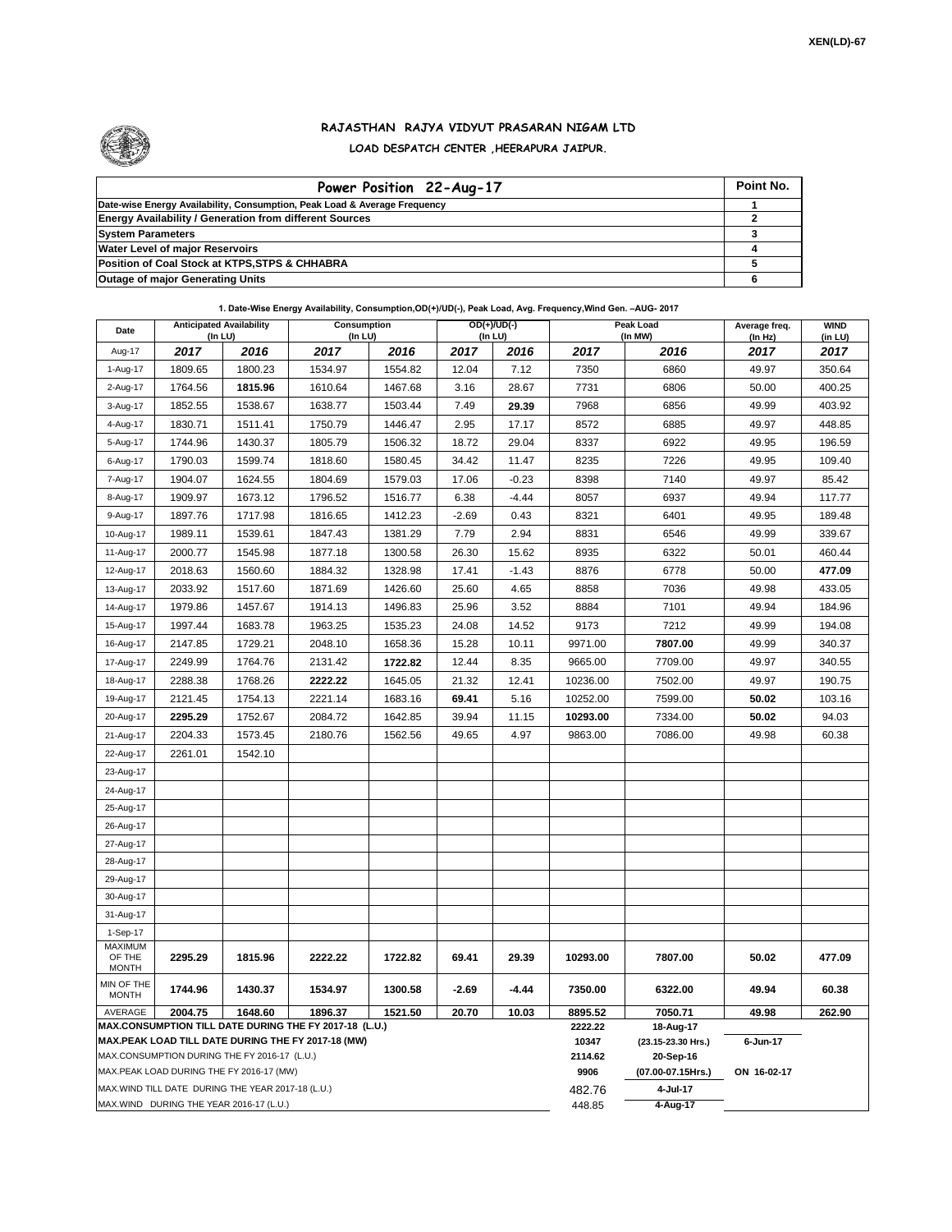XEN(LD)-67

# RAJASTHAN RAJYA VIDYUT PRASARAN NIGAM LTD

## LOAD DESPATCH CENTER ,HEERAPURA JAIPUR.

| Power Position 22-Aug-17 | Point No. |
|---|---|
| Date-wise Energy Availability, Consumption, Peak Load & Average Frequency | 1 |
| Energy Availability / Generation from different Sources | 2 |
| System Parameters | 3 |
| Water Level of major Reservoirs | 4 |
| Position of Coal Stock at KTPS,STPS & CHHABRA | 5 |
| Outage of major Generating Units | 6 |

**1. Date-Wise Energy Availability, Consumption,OD(+)/UD(-), Peak Load, Avg. Frequency,Wind Gen. –AUG- 2017**

| Date | Anticipated Availability (In LU) | | Consumption (In LU) | | OD(+)/UD(-) (In LU) | | Peak Load (In MW) | | Average freq. (In Hz) | WIND (in LU) |
|---|---|---|---|---|---|---|---|---|---|---|
| Aug-17 | 2017 | 2016 | 2017 | 2016 | 2017 | 2016 | 2017 | 2016 | 2017 | 2017 |
| 1-Aug-17 | 1809.65 | 1800.23 | 1534.97 | 1554.82 | 12.04 | 7.12 | 7350 | 6860 | 49.97 | 350.64 |
| 2-Aug-17 | 1764.56 | **1815.96** | 1610.64 | 1467.68 | 3.16 | 28.67 | 7731 | 6806 | 50.00 | 400.25 |
| 3-Aug-17 | 1852.55 | 1538.67 | 1638.77 | 1503.44 | 7.49 | **29.39** | 7968 | 6856 | 49.99 | 403.92 |
| 4-Aug-17 | 1830.71 | 1511.41 | 1750.79 | 1446.47 | 2.95 | 17.17 | 8572 | 6885 | 49.97 | 448.85 |
| 5-Aug-17 | 1744.96 | 1430.37 | 1805.79 | 1506.32 | 18.72 | 29.04 | 8337 | 6922 | 49.95 | 196.59 |
| 6-Aug-17 | 1790.03 | 1599.74 | 1818.60 | 1580.45 | 34.42 | 11.47 | 8235 | 7226 | 49.95 | 109.40 |
| 7-Aug-17 | 1904.07 | 1624.55 | 1804.69 | 1579.03 | 17.06 | -0.23 | 8398 | 7140 | 49.97 | 85.42 |
| 8-Aug-17 | 1909.97 | 1673.12 | 1796.52 | 1516.77 | 6.38 | -4.44 | 8057 | 6937 | 49.94 | 117.77 |
| 9-Aug-17 | 1897.76 | 1717.98 | 1816.65 | 1412.23 | -2.69 | 0.43 | 8321 | 6401 | 49.95 | 189.48 |
| 10-Aug-17 | 1989.11 | 1539.61 | 1847.43 | 1381.29 | 7.79 | 2.94 | 8831 | 6546 | 49.99 | 339.67 |
| 11-Aug-17 | 2000.77 | 1545.98 | 1877.18 | 1300.58 | 26.30 | 15.62 | 8935 | 6322 | 50.01 | 460.44 |
| 12-Aug-17 | 2018.63 | 1560.60 | 1884.32 | 1328.98 | 17.41 | -1.43 | 8876 | 6778 | 50.00 | **477.09** |
| 13-Aug-17 | 2033.92 | 1517.60 | 1871.69 | 1426.60 | 25.60 | 4.65 | 8858 | 7036 | 49.98 | 433.05 |
| 14-Aug-17 | 1979.86 | 1457.67 | 1914.13 | 1496.83 | 25.96 | 3.52 | 8884 | 7101 | 49.94 | 184.96 |
| 15-Aug-17 | 1997.44 | 1683.78 | 1963.25 | 1535.23 | 24.08 | 14.52 | 9173 | 7212 | 49.99 | 194.08 |
| 16-Aug-17 | 2147.85 | 1729.21 | 2048.10 | 1658.36 | 15.28 | 10.11 | 9971.00 | **7807.00** | 49.99 | 340.37 |
| 17-Aug-17 | 2249.99 | 1764.76 | 2131.42 | **1722.82** | 12.44 | 8.35 | 9665.00 | 7709.00 | 49.97 | 340.55 |
| 18-Aug-17 | 2288.38 | 1768.26 | **2222.22** | 1645.05 | 21.32 | 12.41 | 10236.00 | 7502.00 | 49.97 | 190.75 |
| 19-Aug-17 | 2121.45 | 1754.13 | 2221.14 | 1683.16 | **69.41** | 5.16 | 10252.00 | 7599.00 | **50.02** | 103.16 |
| 20-Aug-17 | **2295.29** | 1752.67 | 2084.72 | 1642.85 | 39.94 | 11.15 | **10293.00** | 7334.00 | **50.02** | 94.03 |
| 21-Aug-17 | 2204.33 | 1573.45 | 2180.76 | 1562.56 | 49.65 | 4.97 | 9863.00 | 7086.00 | 49.98 | 60.38 |
| 22-Aug-17 | 2261.01 | 1542.10 | | | | | | | | |
| 23-Aug-17 | | | | | | | | | | |
| 24-Aug-17 | | | | | | | | | | |
| 25-Aug-17 | | | | | | | | | | |
| 26-Aug-17 | | | | | | | | | | |
| 27-Aug-17 | | | | | | | | | | |
| 28-Aug-17 | | | | | | | | | | |
| 29-Aug-17 | | | | | | | | | | |
| 30-Aug-17 | | | | | | | | | | |
| 31-Aug-17 | | | | | | | | | | |
| 1-Sep-17 | | | | | | | | | | |
| MAXIMUM OF THE MONTH | **2295.29** | **1815.96** | **2222.22** | **1722.82** | **69.41** | **29.39** | **10293.00** | **7807.00** | **50.02** | **477.09** |
| MIN OF THE MONTH | **1744.96** | **1430.37** | **1534.97** | **1300.58** | **-2.69** | **-4.44** | **7350.00** | **6322.00** | **49.94** | **60.38** |
| AVERAGE | **2004.75** | **1648.60** | **1896.37** | **1521.50** | **20.70** | **10.03** | **8895.52** | **7050.71** | **49.98** | **262.90** |
| **MAX.CONSUMPTION TILL DATE DURING THE FY 2017-18 (L.U.)** | | | | | | | **2222.22** | **18-Aug-17** | | |
| **MAX.PEAK LOAD TILL DATE DURING THE FY 2017-18 (MW)** | | | | | | | **10347** | **(23.15-23.30 Hrs.)** | **6-Jun-17** | |
| MAX.CONSUMPTION DURING THE FY 2016-17 (L.U.) | | | | | | | **2114.62** | **20-Sep-16** | | |
| MAX.PEAK LOAD DURING THE FY 2016-17 (MW) | | | | | | | **9906** | **(07.00-07.15Hrs.)** | **ON 16-02-17** | |
| MAX.WIND TILL DATE DURING THE YEAR 2017-18 (L.U.) | | | | | | | 482.76 | **4-Jul-17** | | |
| MAX.WIND DURING THE YEAR 2016-17 (L.U.) | | | | | | | 448.85 | **4-Aug-17** | | |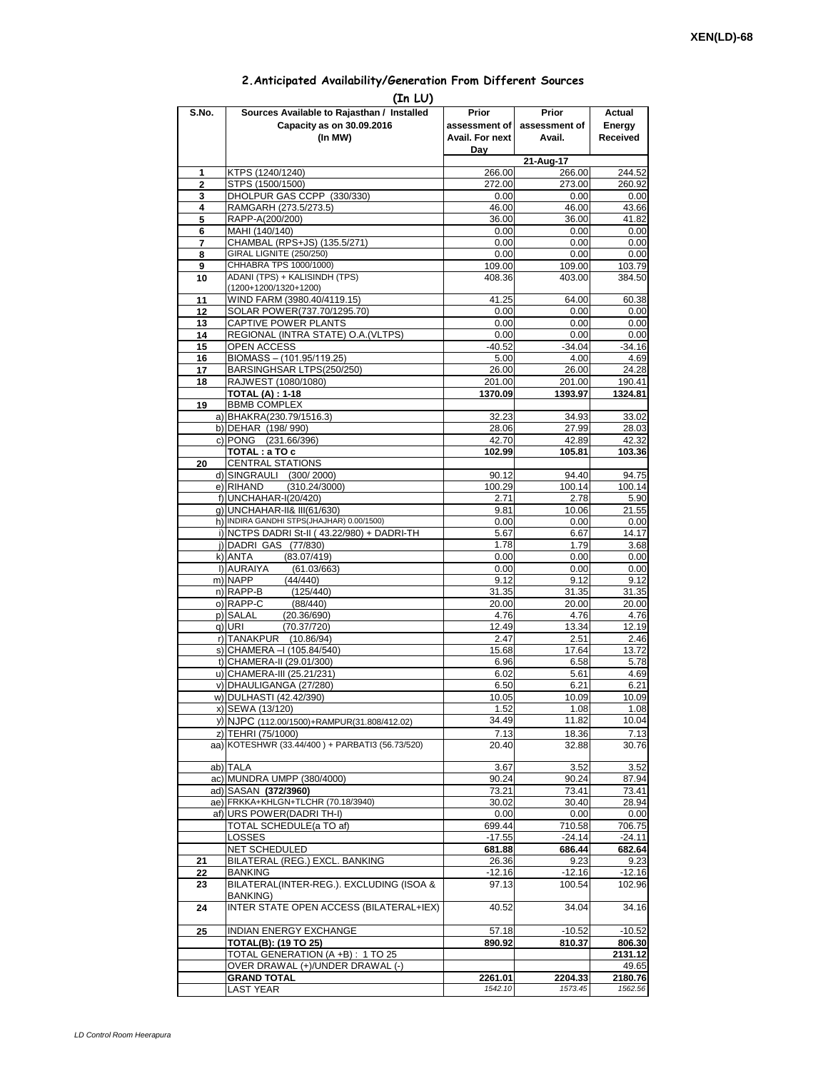XEN(LD)-68

## 2.Anticipated Availability/Generation From Different Sources

(In LU)

| S.No. | Sources Available to Rajasthan / Installed Capacity as on 30.09.2016 (In MW) | Prior assessment of Avail. For next Day | Prior assessment of Avail. | Actual Energy Received |
|---|---|---|---|---|
| | | | 21-Aug-17 | |
| 1 | KTPS (1240/1240) | 266.00 | 266.00 | 244.52 |
| 2 | STPS (1500/1500) | 272.00 | 273.00 | 260.92 |
| 3 | DHOLPUR GAS CCPP (330/330) | 0.00 | 0.00 | 0.00 |
| 4 | RAMGARH (273.5/273.5) | 46.00 | 46.00 | 43.66 |
| 5 | RAPP-A(200/200) | 36.00 | 36.00 | 41.82 |
| 6 | MAHI (140/140) | 0.00 | 0.00 | 0.00 |
| 7 | CHAMBAL (RPS+JS) (135.5/271) | 0.00 | 0.00 | 0.00 |
| 8 | GIRAL LIGNITE (250/250) | 0.00 | 0.00 | 0.00 |
| 9 | CHHABRA TPS 1000/1000) | 109.00 | 109.00 | 103.79 |
| 10 | ADANI (TPS) + KALISINDH (TPS) (1200+1200/1320+1200) | 408.36 | 403.00 | 384.50 |
| 11 | WIND FARM (3980.40/4119.15) | 41.25 | 64.00 | 60.38 |
| 12 | SOLAR POWER(737.70/1295.70) | 0.00 | 0.00 | 0.00 |
| 13 | CAPTIVE POWER PLANTS | 0.00 | 0.00 | 0.00 |
| 14 | REGIONAL (INTRA STATE) O.A.(VLTPS) | 0.00 | 0.00 | 0.00 |
| 15 | OPEN ACCESS | -40.52 | -34.04 | -34.16 |
| 16 | BIOMASS – (101.95/119.25) | 5.00 | 4.00 | 4.69 |
| 17 | BARSINGHSAR LTPS(250/250) | 26.00 | 26.00 | 24.28 |
| 18 | RAJWEST (1080/1080) | 201.00 | 201.00 | 190.41 |
| | **TOTAL (A) : 1-18** | **1370.09** | **1393.97** | **1324.81** |
| 19 | BBMB COMPLEX | | | |
| a) | BHAKRA(230.79/1516.3) | 32.23 | 34.93 | 33.02 |
| b) | DEHAR (198/ 990) | 28.06 | 27.99 | 28.03 |
| c) | PONG (231.66/396) | 42.70 | 42.89 | 42.32 |
| | **TOTAL : a TO c** | **102.99** | **105.81** | **103.36** |
| 20 | CENTRAL STATIONS | | | |
| d) | SINGRAULI (300/ 2000) | 90.12 | 94.40 | 94.75 |
| e) | RIHAND (310.24/3000) | 100.29 | 100.14 | 100.14 |
| f) | UNCHAHAR-I(20/420) | 2.71 | 2.78 | 5.90 |
| g) | UNCHAHAR-II& III(61/630) | 9.81 | 10.06 | 21.55 |
| h) | INDIRA GANDHI STPS(JHAJHAR) 0.00/1500) | 0.00 | 0.00 | 0.00 |
| i) | NCTPS DADRI St-II ( 43.22/980) + DADRI-TH | 5.67 | 6.67 | 14.17 |
| j) | DADRI GAS (77/830) | 1.78 | 1.79 | 3.68 |
| k) | ANTA (83.07/419) | 0.00 | 0.00 | 0.00 |
| l) | AURAIYA (61.03/663) | 0.00 | 0.00 | 0.00 |
| m) | NAPP (44/440) | 9.12 | 9.12 | 9.12 |
| n) | RAPP-B (125/440) | 31.35 | 31.35 | 31.35 |
| o) | RAPP-C (88/440) | 20.00 | 20.00 | 20.00 |
| p) | SALAL (20.36/690) | 4.76 | 4.76 | 4.76 |
| q) | URI (70.37/720) | 12.49 | 13.34 | 12.19 |
| r) | TANAKPUR (10.86/94) | 2.47 | 2.51 | 2.46 |
| s) | CHAMERA –I (105.84/540) | 15.68 | 17.64 | 13.72 |
| t) | CHAMERA-II (29.01/300) | 6.96 | 6.58 | 5.78 |
| u) | CHAMERA-III (25.21/231) | 6.02 | 5.61 | 4.69 |
| v) | DHAULIGANGA (27/280) | 6.50 | 6.21 | 6.21 |
| w) | DULHASTI (42.42/390) | 10.05 | 10.09 | 10.09 |
| x) | SEWA (13/120) | 1.52 | 1.08 | 1.08 |
| y) | NJPC (112.00/1500)+RAMPUR(31.808/412.02) | 34.49 | 11.82 | 10.04 |
| z) | TEHRI (75/1000) | 7.13 | 18.36 | 7.13 |
| aa) | KOTESHWR (33.44/400 ) + PARBATI3 (56.73/520) | 20.40 | 32.88 | 30.76 |
| ab) | TALA | 3.67 | 3.52 | 3.52 |
| ac) | MUNDRA UMPP (380/4000) | 90.24 | 90.24 | 87.94 |
| ad) | SASAN **(372/3960)** | 73.21 | 73.41 | 73.41 |
| ae) | FRKKA+KHLGN+TLCHR (70.18/3940) | 30.02 | 30.40 | 28.94 |
| af) | URS POWER(DADRI TH-I) | 0.00 | 0.00 | 0.00 |
| | TOTAL SCHEDULE(a TO af) | 699.44 | 710.58 | 706.75 |
| | LOSSES | -17.55 | -24.14 | -24.11 |
| | **NET SCHEDULED** | **681.88** | **686.44** | **682.64** |
| 21 | BILATERAL (REG.) EXCL. BANKING | 26.36 | 9.23 | 9.23 |
| 22 | BANKING | -12.16 | -12.16 | -12.16 |
| 23 | BILATERAL(INTER-REG.). EXCLUDING (ISOA & BANKING) | 97.13 | 100.54 | 102.96 |
| 24 | INTER STATE OPEN ACCESS (BILATERAL+IEX) | 40.52 | 34.04 | 34.16 |
| 25 | INDIAN ENERGY EXCHANGE | 57.18 | -10.52 | -10.52 |
| | **TOTAL(B): (19 TO 25)** | **890.92** | **810.37** | **806.30** |
| | TOTAL GENERATION (A +B) : 1 TO 25 | | | **2131.12** |
| | OVER DRAWAL (+)/UNDER DRAWAL (-) | | | 49.65 |
| | **GRAND TOTAL** | **2261.01** | **2204.33** | **2180.76** |
| | LAST YEAR | *1542.10* | *1573.45* | *1562.56* |

*LD Control Room Heerapura*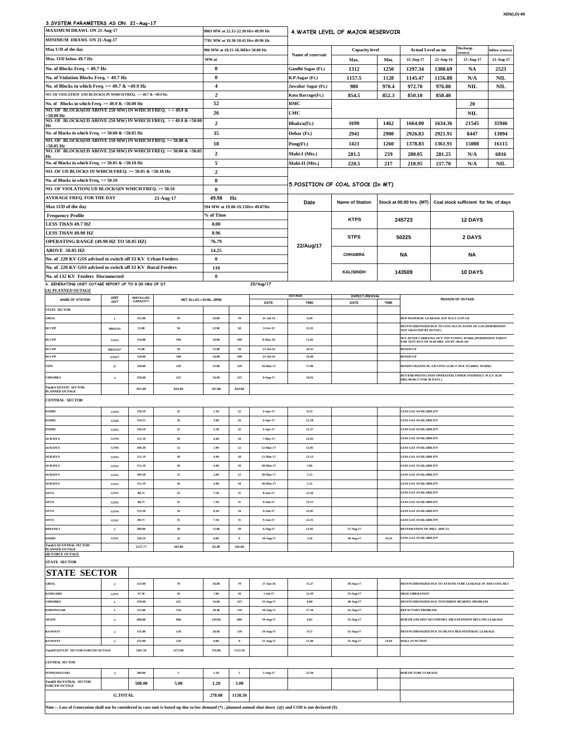## 3. SYSTEM PARAMETERS AS ON 21-Aug-17

| | |
|---|---|
| MAXIMUM DRAWL ON 21-Aug-17 | 9863 MW at 22.15-22.30 Hrs 49.99 Hz |
| MINIMUM DRAWL ON 21-Aug-17 | 7781 MW at 18.30-18.45 Hrs 49.96 Hz |
| Max U/D of the day | 906 MW at 18.15-18.30Hrs 50.00 Hz |
| Max. O/D below 49.7 Hz | MW at |
| No. of Blocks Freq. < 49.7 Hz | 0 |
| No. of Violation Blocks Freq. < 49.7 Hz | 0 |
| No. of Blocks in which Freq. >= 49.7 & <49.9 Hz | 4 |
| NO. OF VIOLATION (OD BLOCKS) IN WHICH FREQ. >= 49.7 & <49.9 Hz | 2 |
| No. of Blocks in which Freq. >= 49.9 & <50.00 Hz | 52 |
| NO. OF BLOCKS(OD ABOVE 250 MW) IN WHICH FREQ. > = 49.9 & <50.00 Hz | 26 |
| NO. OF BLOCKS(UD ABOVE 250 MW) IN WHICH FREQ. > = 49.9 & <50.00 Hz | 2 |
| No. of Blocks in which Freq. >= 50.00 & <50.05 Hz | 35 |
| NO. OF BLOCKS(OD ABOVE 250 MW) IN WHICH FREQ. >= 50.00 & <50.05 Hz | 18 |
| NO. OF BLOCKS(UD ABOVE 250 MW) IN WHICH FREQ. >= 50.00 & <50.05 Hz | 2 |
| No. of Blocks in which Freq. >= 50.05 & <50.10 Hz | 5 |
| NO. OF UD BLOCKS IN WHICH FREQ. >= 50.05 & <50.10 Hz | 2 |
| No. of Blocks in which Freq. >= 50.10 | 0 |
| NO. OF VIOLATION( UD BLOCKS)IN WHICH FREQ. >= 50.10 | 0 |
| AVERAGE FREQ. FOR THE DAY 21-Aug-17 | 49.98 Hz |
| Max O/D of the day | 594 MW at 19.00-19.15Hrs 49.87Hz |
| Frequency Profile | % of Time |
| LESS THAN 49.7 HZ | 0.00 |
| LESS THAN 49.90 HZ | 8.96 |
| OPERATING RANGE (49.90 HZ TO 50.05 HZ) | 76.79 |
| ABOVE 50.05 HZ | 14.25 |
| No. of 220 KV GSS advised to switch off 33 KV Urban Feeders | 0 |
| No. of 220 KV GSS advised to switch off 33 KV Rural Feeders | 110 |
| No. of 132 KV Feeders Disconnected | 0 |

## 4. WATER LEVEL OF MAJOR RESERVOIR

| Name of reservoir | Capacity level | | Actual Level as on | | Discharge (cusecs) | Inflow (cusecs) |
|---|---|---|---|---|---|---|
| | Max. | Min. | 22-Aug-17 | 22-Aug-16 | 21-Aug-17 | 21-Aug-17 |
| Gandhi Sagar (Ft.) | 1312 | 1250 | 1297.34 | 1308.69 | NA | 2523 |
| R.P.Sagar (Ft.) | 1157.5 | 1128 | 1145.47 | 1156.88 | N/A | NIL |
| Jawahar Sagar (Ft.) | 980 | 970.4 | 972.70 | 976.80 | NIL | NIL |
| Kota Barrage(Ft.) | 854.5 | 852.3 | 850.10 | 850.40 | | |
| RMC | | | | | 20 | |
| LMC | | | | | NIL | |
| Bhakra(Ft.) | 1690 | 1462 | 1664.00 | 1634.36 | 21545 | 35946 |
| Dehar (Ft.) | 2941 | 2900 | 2926.83 | 2921.91 | 8447 | 13094 |
| Pong(Ft.) | 1421 | 1260 | 1378.83 | 1361.91 | 15008 | 16115 |
| Mahi-I (Mts.) | 281.5 | 259 | 280.05 | 281.25 | N/A | 6816 |
| Mahi-II (Mts.) | 220.5 | 217 | 218.95 | 217.70 | N/A | NIL |

## 5. POSITION OF COAL STOCK (In MT)

| Date | Name of Station | Stock at 00.00 hrs. (MT) | Coal stock sufficient for No. of days |
|---|---|---|---|
| 22/Aug/17 | KTPS | 245723 | 12 DAYS |
| | STPS | 50225 | 2 DAYS |
| | CHHABRA | NA | NA |
| | KALISINDH | 143509 | 10 DAYS |

## 6. GENERATING UNIT OUTAGE REPORT UP TO 8.00 HRS OF DT. 22/Aug/17

*(A) PLANNED OUTAGE*

| NAME OF STATION | UNIT OUT | INSTALLED CAPACITY | NET ALLOC./ AVAIL. (MW) | | | OUTAGE DATE | OUTAGE TIME | EXPECT./REVIVAL DATE | EXPECT./REVIVAL TIME | REASON OF OUTAGE |
|---|---|---|---|---|---|---|---|---|---|---|
| **STATE SECTOR** | | | | | | | | | | |
| GIRAL | 1 | 125.00 | 70 | 16.80 | 70 | 11-Jul-14 | 8.20 | | | BED MATERIAL LEAKAGE (S/D W.E.F.15.07.14) |
| DCCPP | HRSG#1 | 55.00 | 50 | 12.00 | 50 | 3-Oct-15 | 22.35 | | | DESYNCHRONIZED DUE TO LESS ALLOCATION OF GAS (PERMISSION NOT GRANTED BY RUVNL) |
| DCCPP | GT#1 | 110.00 | 100 | 24.00 | 100 | 8-May-16 | 11.05 | | | M/T AFTER CARRYING OUT PSS TUNING WORK (PERMISSION TAKEN FOR TEST RUN OF 01.00 HRS. ON DT. 08.05.16) |
| DCCPP | HRSG#2* | 55.00 | 50 | 12.00 | 50 | 13-Jul-16 | 16.35 | | | BOXED UP |
| DCCPP | GT#2* | 110.00 | 100 | 24.00 | 100 | 13-Jul-16 | 16.40 | | | BOXED UP |
| STPS | 5* | 250.00 | 229 | 55.00 | 229 | 10-May-17 | 17.00 | | | BOXED UP(ANNUAL S/D UPTO 21.08.17 DUE TO BHEL WORK) |
| CHHABRA | 3 | 250.00 | 225 | 54.00 | 225 | 8-Aug-17 | 18.56 | | | BUS BAR PROTECTION OPERATED( UNDER OVERHAUL W.E.F 18.56 HRS./08.08.17 FOR 30 DAYS ) |
| Total(A I)STATE SECTOR-PLANNED OUTAGE | | 955.00 | 824.00 | 197.80 | 824.00 | | | | | |
| **CENTRAL SECTOR** | | | | | | | | | | |
| DADRI | GT#4 | 130.19 | 22 | 5.30 | 22 | 6-Apr-17 | 0.23 | | | LESS GAS AVAILABILITY |
| DADRI | GT#6 | 154.51 | 16 | 3.90 | 16 | 6-Apr-17 | 21.18 | | | LESS GAS AVAILABILITY |
| DADRI | GT#3 | 130.19 | 22 | 5.30 | 22 | 6-Apr-17 | 21.27 | | | LESS GAS AVAILABILITY |
| AURAIYA | GT#4 | 111.19 | 18 | 4.40 | 18 | 7-May-17 | 22.03 | | | LESS GAS AVAILABILITY |
| AURAIYA | GT#6 | 109.30 | 12 | 2.90 | 12 | 12-May-17 | 21.05 | | | LESS GAS AVAILABILITY |
| AURAIYA | GT#3 | 111.19 | 18 | 4.40 | 18 | 12-May-17 | 21.13 | | | LESS GAS AVAILABILITY |
| AURAIYA | GT#2 | 111.19 | 18 | 4.40 | 18 | 30-May-17 | 5.06 | | | LESS GAS AVAILABILITY |
| AURAIYA | GT#5 | 109.30 | 12 | 2.90 | 12 | 30-May-17 | 5.15 | | | LESS GAS AVAILABILITY |
| AURAIYA | GT#1 | 111.19 | 18 | 4.40 | 18 | 30-May-17 | 5.22 | | | LESS GAS AVAILABILITY |
| ANTA | GT#3 | 88.71 | 31 | 7.50 | 31 | 8-Jun-17 | 12.16 | | | LESS GAS AVAILABILITY |
| ANTA | GT#2 | 88.71 | 31 | 7.50 | 31 | 9-Jun-17 | 21.51 | | | LESS GAS AVAILABILITY |
| ANTA | GT#4 | 153.20 | 34 | 8.20 | 34 | 9-Jun-17 | 22.05 | | | LESS GAS AVAILABILITY |
| ANTA | GT#1 | 88.71 | 31 | 7.50 | 31 | 9-Jun-17 | 22.31 | | | LESS GAS AVAILABILITY |
| RIHAND-I | 2 | 500.00 | 58 | 13.80 | 58 | 6-Aug-17 | 21.02 | 27-Aug-17 | | RESTORATION OF MILL APH 2A |
| DADRI | GT#1 | 130.19 | 22 | 0.00 | 0 | 10-Aug-17 | 3.56 | 18-Aug-17 | 16.45 | LESS GAS AVAILABILITY |
| Total(A-I)CENTRAL SECTOR-PLANNED OUTAGE | | 2127.77 | 363.00 | 82.40 | 341.00 | | | | | |

*(B) FORCE OUTAGE*

| NAME OF STATION | UNIT OUT | INSTALLED CAPACITY | NET ALLOC./ AVAIL. (MW) | | | OUTAGE DATE | OUTAGE TIME | EXPECT./REVIVAL DATE | EXPECT./REVIVAL TIME | REASON OF OUTAGE |
|---|---|---|---|---|---|---|---|---|---|---|
| **STATE SECTOR** | | | | | | | | | | |
| GIRAL | 2 | 125.00 | 70 | 16.80 | 70 | 27-Jan-16 | 15.27 | 30-Aug-17 | | DESYNCHRONIZED DUE TO ATTEND TUBE LEAKAGE IN ASH COOLAR-I |
| RAMGARH | GT#1 | 37.50 | 29 | 7.00 | 29 | 1-Jul-17 | 12.19 | 25-Aug-17 | | HIGH VIBERATION |
| CHHABRA | 1 | 250.00 | 225 | 54.00 | 225 | 15-Aug-17 | 8.00 | 30-Aug-17 | | DESYNCHRONIZED DUE TOTURBINE BEARING PROBLEM |
| BARSINGSAR | 1 | 125.00 | 110 | 26.40 | 110 | 18-Aug-17 | 17.34 | 23-Aug-17 | | REFACTORY PROBLEM |
| ADANI | 2 | 660.00 | 600 | 144.00 | 600 | 19-Aug-17 | 6.02 | 23-Aug-17 | | BOILER LHS HOT SECONDARY AIR EXPANSION BELLOW LEAKAGE |
| RAJWEST | 2 | 135.00 | 120 | 28.60 | 120 | 19-Aug-17 | 9.57 | 25-Aug-17 | | DESYNCHRONIZED DUE TO HEAVY BED MATERIAL LEAKAGE |
| RAJWEST | 5 | 135.00 | 120 | 0.00 | 0 | 21-Aug-17 | 11.48 | 21-Aug-17 | 14.04 | MALL FUNCTION |
| Total(B I)STATE SECTOR-FORCED OUTAGE | | 1467.50 | 1273.00 | 276.80 | 1153.50 | | | | | |
| **CENTRAL SECTOR** | | | | | | | | | | |
| ISTPP(JHAJJAR) | 3 | 500.00 | 5 | 1.20 | 5 | 5-Aug-17 | 23.20 | | | BOILER TUBE LEAKAGE |
| Total(B II)CENTRAL SECTOR-FORCED OUTAGE | | 500.00 | 5.00 | 1.20 | 5.00 | | | | | |
| G.TOTAL | | | | 278.08 | 1158.50 | | | | | |

Note :- Loss of Generation shall not be considered in case unit is boxed up due to low demand (*) , planned annual shut down (@) and COD is not declared ($).